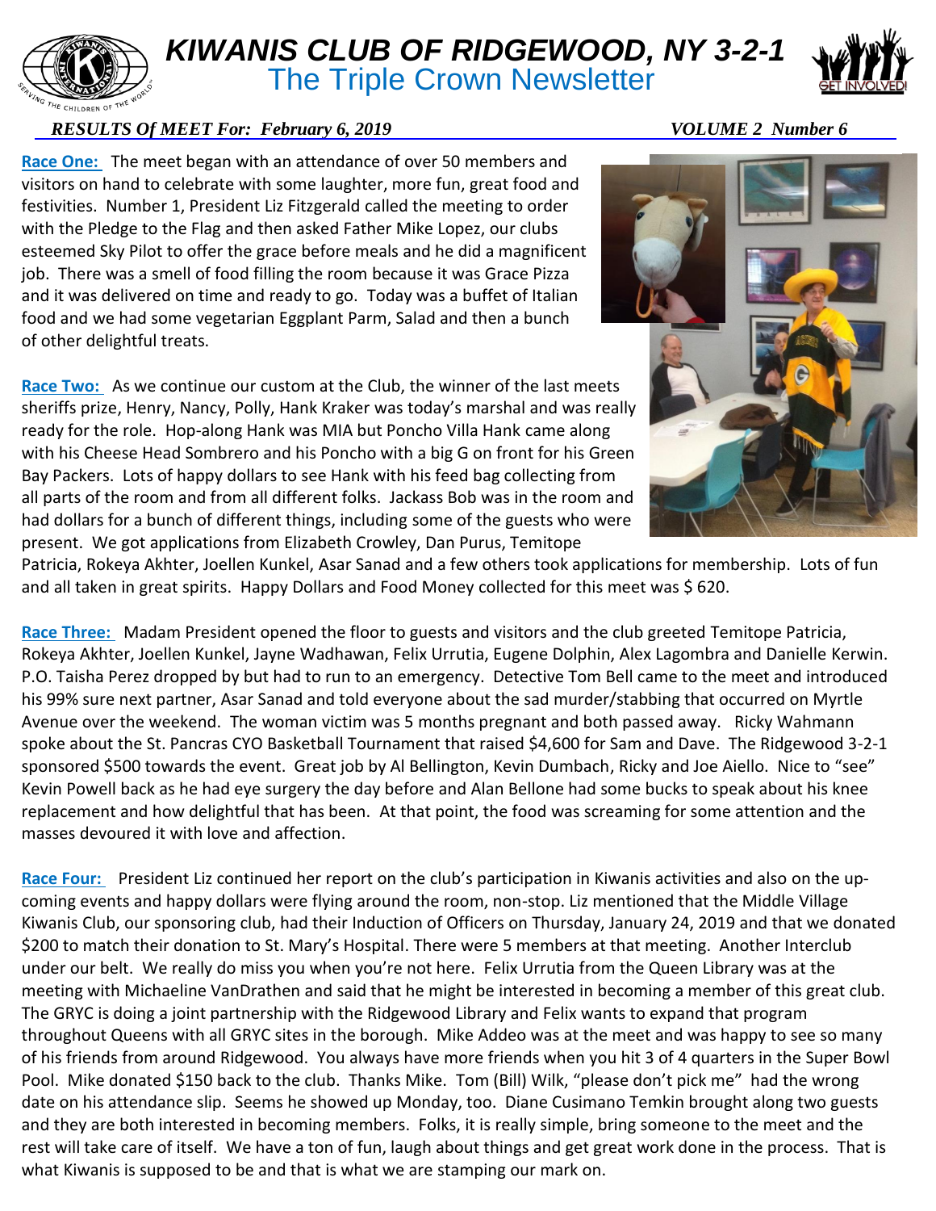# KIWANIS CLUB OF RIDGEWOOD, NY 3-2-1

## The Triple Crown Newsletter

***RESULTS Of MEET For: February 6, 2019*** ***VOLUME 2 Number 6***

**Race One:** The meet began with an attendance of over 50 members and visitors on hand to celebrate with some laughter, more fun, great food and festivities. Number 1, President Liz Fitzgerald called the meeting to order with the Pledge to the Flag and then asked Father Mike Lopez, our clubs esteemed Sky Pilot to offer the grace before meals and he did a magnificent job. There was a smell of food filling the room because it was Grace Pizza and it was delivered on time and ready to go. Today was a buffet of Italian food and we had some vegetarian Eggplant Parm, Salad and then a bunch of other delightful treats.

**Race Two:** As we continue our custom at the Club, the winner of the last meets sheriffs prize, Henry, Nancy, Polly, Hank Kraker was today's marshal and was really ready for the role. Hop-along Hank was MIA but Poncho Villa Hank came along with his Cheese Head Sombrero and his Poncho with a big G on front for his Green Bay Packers. Lots of happy dollars to see Hank with his feed bag collecting from all parts of the room and from all different folks. Jackass Bob was in the room and had dollars for a bunch of different things, including some of the guests who were present. We got applications from Elizabeth Crowley, Dan Purus, Temitope Patricia, Rokeya Akhter, Joellen Kunkel, Asar Sanad and a few others took applications for membership. Lots of fun and all taken in great spirits. Happy Dollars and Food Money collected for this meet was $ 620.

**Race Three:** Madam President opened the floor to guests and visitors and the club greeted Temitope Patricia, Rokeya Akhter, Joellen Kunkel, Jayne Wadhawan, Felix Urrutia, Eugene Dolphin, Alex Lagombra and Danielle Kerwin. P.O. Taisha Perez dropped by but had to run to an emergency. Detective Tom Bell came to the meet and introduced his 99% sure next partner, Asar Sanad and told everyone about the sad murder/stabbing that occurred on Myrtle Avenue over the weekend. The woman victim was 5 months pregnant and both passed away. Ricky Wahmann spoke about the St. Pancras CYO Basketball Tournament that raised $4,600 for Sam and Dave. The Ridgewood 3-2-1 sponsored $500 towards the event. Great job by Al Bellington, Kevin Dumbach, Ricky and Joe Aiello. Nice to "see" Kevin Powell back as he had eye surgery the day before and Alan Bellone had some bucks to speak about his knee replacement and how delightful that has been. At that point, the food was screaming for some attention and the masses devoured it with love and affection.

**Race Four:** President Liz continued her report on the club's participation in Kiwanis activities and also on the up-coming events and happy dollars were flying around the room, non-stop. Liz mentioned that the Middle Village Kiwanis Club, our sponsoring club, had their Induction of Officers on Thursday, January 24, 2019 and that we donated $200 to match their donation to St. Mary's Hospital. There were 5 members at that meeting. Another Interclub under our belt. We really do miss you when you're not here. Felix Urrutia from the Queen Library was at the meeting with Michaeline VanDrathen and said that he might be interested in becoming a member of this great club. The GRYC is doing a joint partnership with the Ridgewood Library and Felix wants to expand that program throughout Queens with all GRYC sites in the borough. Mike Addeo was at the meet and was happy to see so many of his friends from around Ridgewood. You always have more friends when you hit 3 of 4 quarters in the Super Bowl Pool. Mike donated $150 back to the club. Thanks Mike. Tom (Bill) Wilk, "please don't pick me" had the wrong date on his attendance slip. Seems he showed up Monday, too. Diane Cusimano Temkin brought along two guests and they are both interested in becoming members. Folks, it is really simple, bring someone to the meet and the rest will take care of itself. We have a ton of fun, laugh about things and get great work done in the process. That is what Kiwanis is supposed to be and that is what we are stamping our mark on.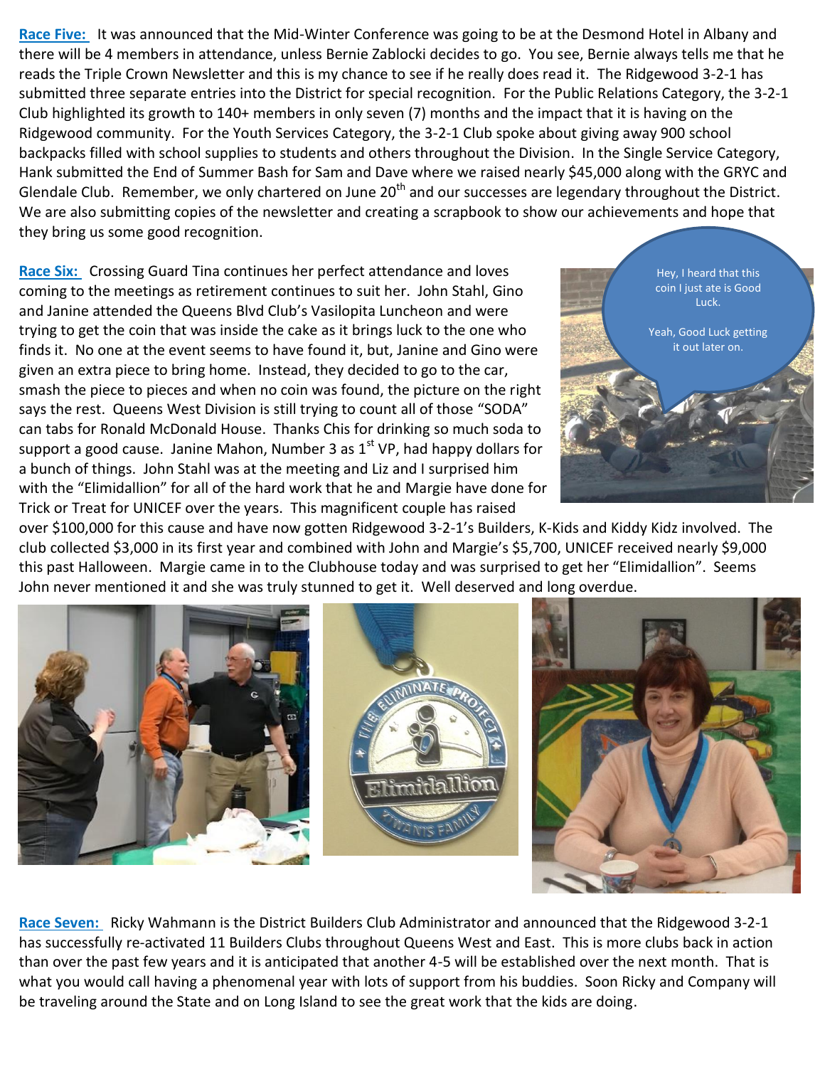**Race Five:** It was announced that the Mid-Winter Conference was going to be at the Desmond Hotel in Albany and there will be 4 members in attendance, unless Bernie Zablocki decides to go. You see, Bernie always tells me that he reads the Triple Crown Newsletter and this is my chance to see if he really does read it. The Ridgewood 3-2-1 has submitted three separate entries into the District for special recognition. For the Public Relations Category, the 3-2-1 Club highlighted its growth to 140+ members in only seven (7) months and the impact that it is having on the Ridgewood community. For the Youth Services Category, the 3-2-1 Club spoke about giving away 900 school backpacks filled with school supplies to students and others throughout the Division. In the Single Service Category, Hank submitted the End of Summer Bash for Sam and Dave where we raised nearly $45,000 along with the GRYC and Glendale Club. Remember, we only chartered on June 20th and our successes are legendary throughout the District. We are also submitting copies of the newsletter and creating a scrapbook to show our achievements and hope that they bring us some good recognition.

**Race Six:** Crossing Guard Tina continues her perfect attendance and loves coming to the meetings as retirement continues to suit her. John Stahl, Gino and Janine attended the Queens Blvd Club's Vasilopita Luncheon and were trying to get the coin that was inside the cake as it brings luck to the one who finds it. No one at the event seems to have found it, but, Janine and Gino were given an extra piece to bring home. Instead, they decided to go to the car, smash the piece to pieces and when no coin was found, the picture on the right says the rest. Queens West Division is still trying to count all of those "SODA" can tabs for Ronald McDonald House. Thanks Chis for drinking so much soda to support a good cause. Janine Mahon, Number 3 as 1st VP, had happy dollars for a bunch of things. John Stahl was at the meeting and Liz and I surprised him with the "Elimidallion" for all of the hard work that he and Margie have done for Trick or Treat for UNICEF over the years. This magnificent couple has raised over $100,000 for this cause and have now gotten Ridgewood 3-2-1's Builders, K-Kids and Kiddy Kidz involved. The club collected $3,000 in its first year and combined with John and Margie's $5,700, UNICEF received nearly $9,000 this past Halloween. Margie came in to the Clubhouse today and was surprised to get her "Elimidallion". Seems John never mentioned it and she was truly stunned to get it. Well deserved and long overdue.

**Race Seven:** Ricky Wahmann is the District Builders Club Administrator and announced that the Ridgewood 3-2-1 has successfully re-activated 11 Builders Clubs throughout Queens West and East. This is more clubs back in action than over the past few years and it is anticipated that another 4-5 will be established over the next month. That is what you would call having a phenomenal year with lots of support from his buddies. Soon Ricky and Company will be traveling around the State and on Long Island to see the great work that the kids are doing.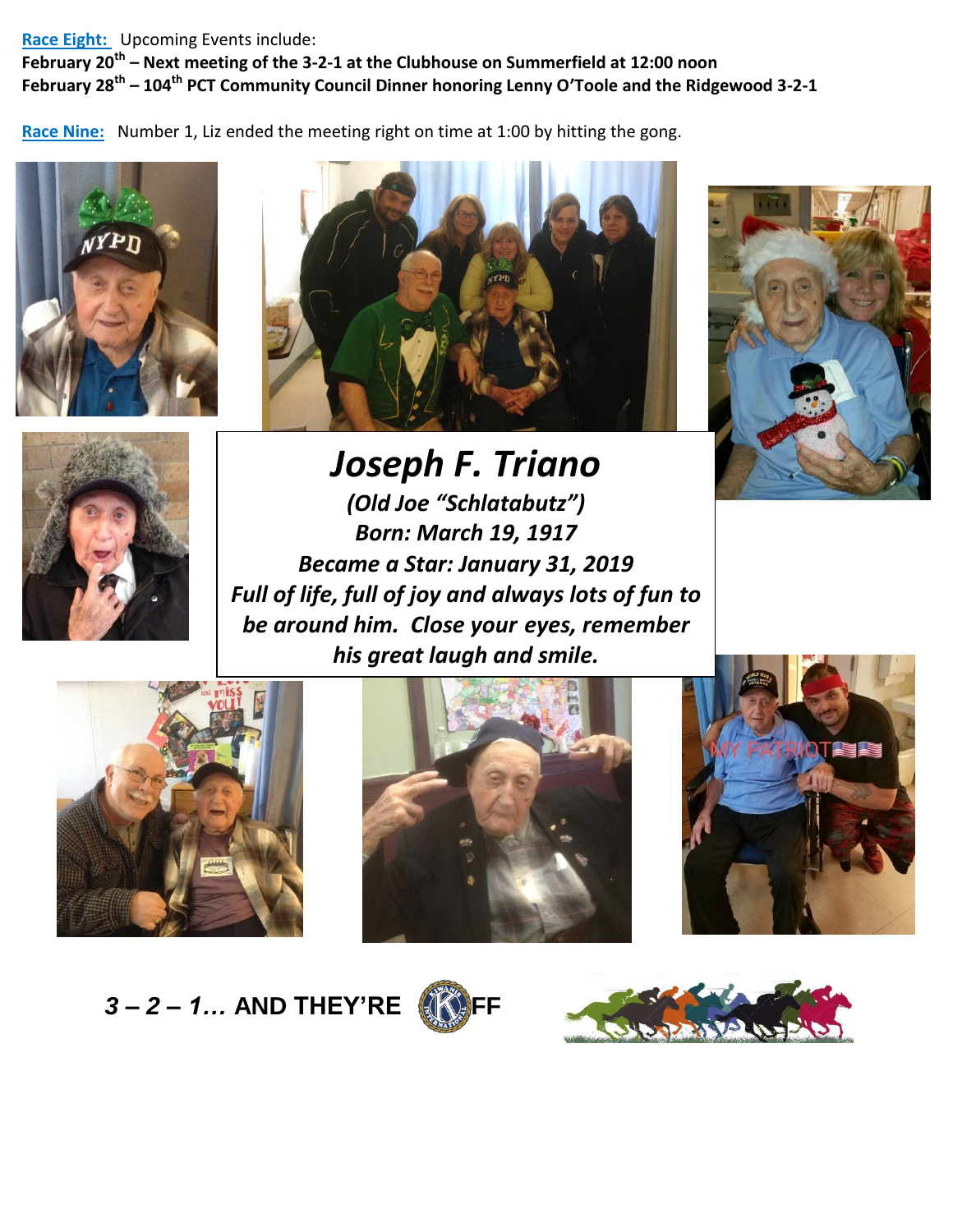**Race Eight:** Upcoming Events include:

**February 20th – Next meeting of the 3-2-1 at the Clubhouse on Summerfield at 12:00 noon**

**February 28th – 104th PCT Community Council Dinner honoring Lenny O'Toole and the Ridgewood 3-2-1**

**Race Nine:** Number 1, Liz ended the meeting right on time at 1:00 by hitting the gong.

# *Joseph F. Triano*

***(Old Joe "Schlatabutz")***

***Born: March 19, 1917***

***Became a Star: January 31, 2019***

***Full of life, full of joy and always lots of fun to be around him. Close your eyes, remember his great laugh and smile.***

***3 – 2 – 1…* AND THEY'RE OFF**